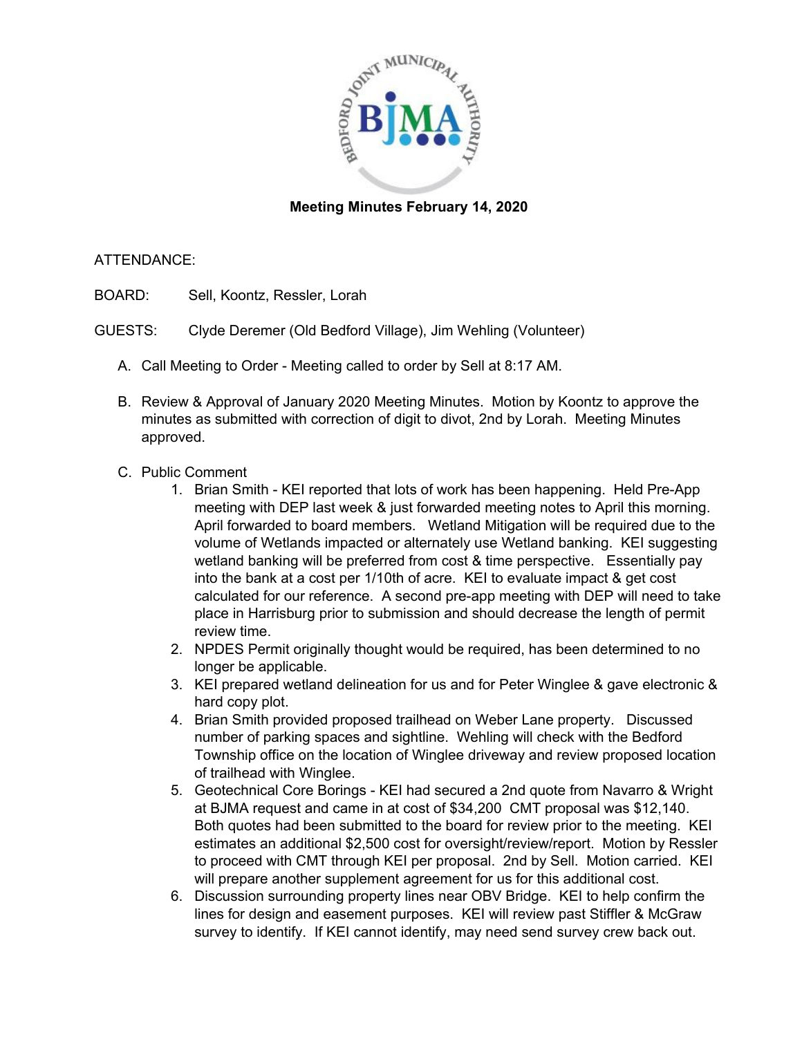**Meeting Minutes February 14, 2020**

ATTENDANCE:

BOARD: Sell, Koontz, Ressler, Lorah

GUESTS: Clyde Deremer (Old Bedford Village), Jim Wehling (Volunteer)

A. Call Meeting to Order - Meeting called to order by Sell at 8:17 AM.

B. Review & Approval of January 2020 Meeting Minutes. Motion by Koontz to approve the minutes as submitted with correction of digit to divot, 2nd by Lorah. Meeting Minutes approved.

C. Public Comment
   1. Brian Smith - KEI reported that lots of work has been happening. Held Pre-App meeting with DEP last week & just forwarded meeting notes to April this morning. April forwarded to board members. Wetland Mitigation will be required due to the volume of Wetlands impacted or alternately use Wetland banking. KEI suggesting wetland banking will be preferred from cost & time perspective. Essentially pay into the bank at a cost per 1/10th of acre. KEI to evaluate impact & get cost calculated for our reference. A second pre-app meeting with DEP will need to take place in Harrisburg prior to submission and should decrease the length of permit review time.
   2. NPDES Permit originally thought would be required, has been determined to no longer be applicable.
   3. KEI prepared wetland delineation for us and for Peter Winglee & gave electronic & hard copy plot.
   4. Brian Smith provided proposed trailhead on Weber Lane property. Discussed number of parking spaces and sightline. Wehling will check with the Bedford Township office on the location of Winglee driveway and review proposed location of trailhead with Winglee.
   5. Geotechnical Core Borings - KEI had secured a 2nd quote from Navarro & Wright at BJMA request and came in at cost of $34,200 CMT proposal was $12,140. Both quotes had been submitted to the board for review prior to the meeting. KEI estimates an additional $2,500 cost for oversight/review/report. Motion by Ressler to proceed with CMT through KEI per proposal. 2nd by Sell. Motion carried. KEI will prepare another supplement agreement for us for this additional cost.
   6. Discussion surrounding property lines near OBV Bridge. KEI to help confirm the lines for design and easement purposes. KEI will review past Stiffler & McGraw survey to identify. If KEI cannot identify, may need send survey crew back out.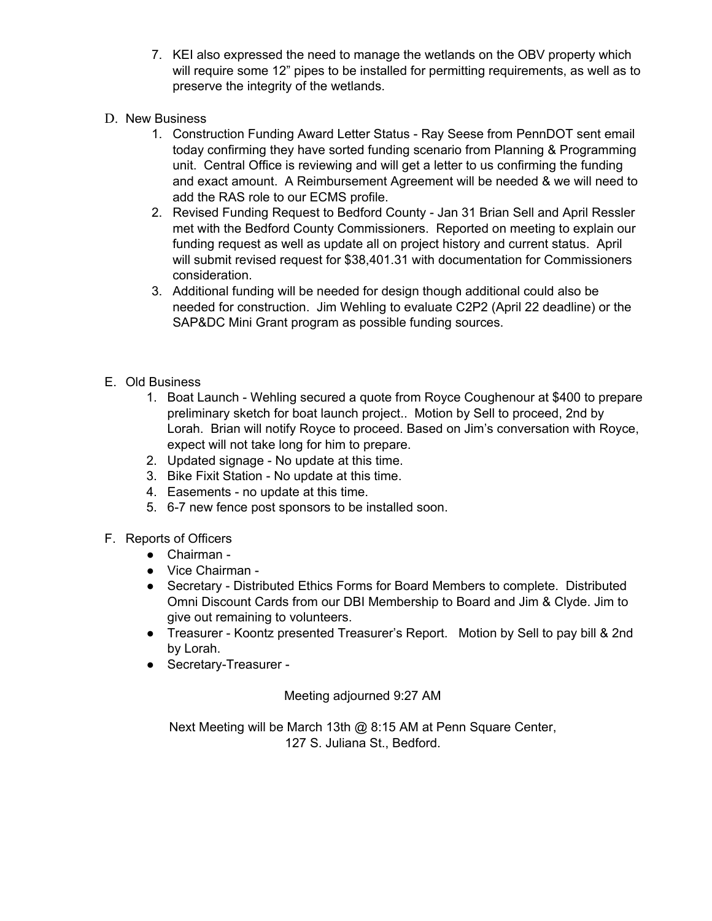7. KEI also expressed the need to manage the wetlands on the OBV property which will require some 12" pipes to be installed for permitting requirements, as well as to preserve the integrity of the wetlands.

D. New Business
   1. Construction Funding Award Letter Status - Ray Seese from PennDOT sent email today confirming they have sorted funding scenario from Planning & Programming unit. Central Office is reviewing and will get a letter to us confirming the funding and exact amount. A Reimbursement Agreement will be needed & we will need to add the RAS role to our ECMS profile.
   2. Revised Funding Request to Bedford County - Jan 31 Brian Sell and April Ressler met with the Bedford County Commissioners. Reported on meeting to explain our funding request as well as update all on project history and current status. April will submit revised request for $38,401.31 with documentation for Commissioners consideration.
   3. Additional funding will be needed for design though additional could also be needed for construction. Jim Wehling to evaluate C2P2 (April 22 deadline) or the SAP&DC Mini Grant program as possible funding sources.

E. Old Business
   1. Boat Launch - Wehling secured a quote from Royce Coughenour at $400 to prepare preliminary sketch for boat launch project.. Motion by Sell to proceed, 2nd by Lorah. Brian will notify Royce to proceed. Based on Jim's conversation with Royce, expect will not take long for him to prepare.
   2. Updated signage - No update at this time.
   3. Bike Fixit Station - No update at this time.
   4. Easements - no update at this time.
   5. 6-7 new fence post sponsors to be installed soon.

F. Reports of Officers
   - Chairman -
   - Vice Chairman -
   - Secretary - Distributed Ethics Forms for Board Members to complete. Distributed Omni Discount Cards from our DBI Membership to Board and Jim & Clyde. Jim to give out remaining to volunteers.
   - Treasurer - Koontz presented Treasurer's Report. Motion by Sell to pay bill & 2nd by Lorah.
   - Secretary-Treasurer -

Meeting adjourned 9:27 AM

Next Meeting will be March 13th @ 8:15 AM at Penn Square Center, 127 S. Juliana St., Bedford.